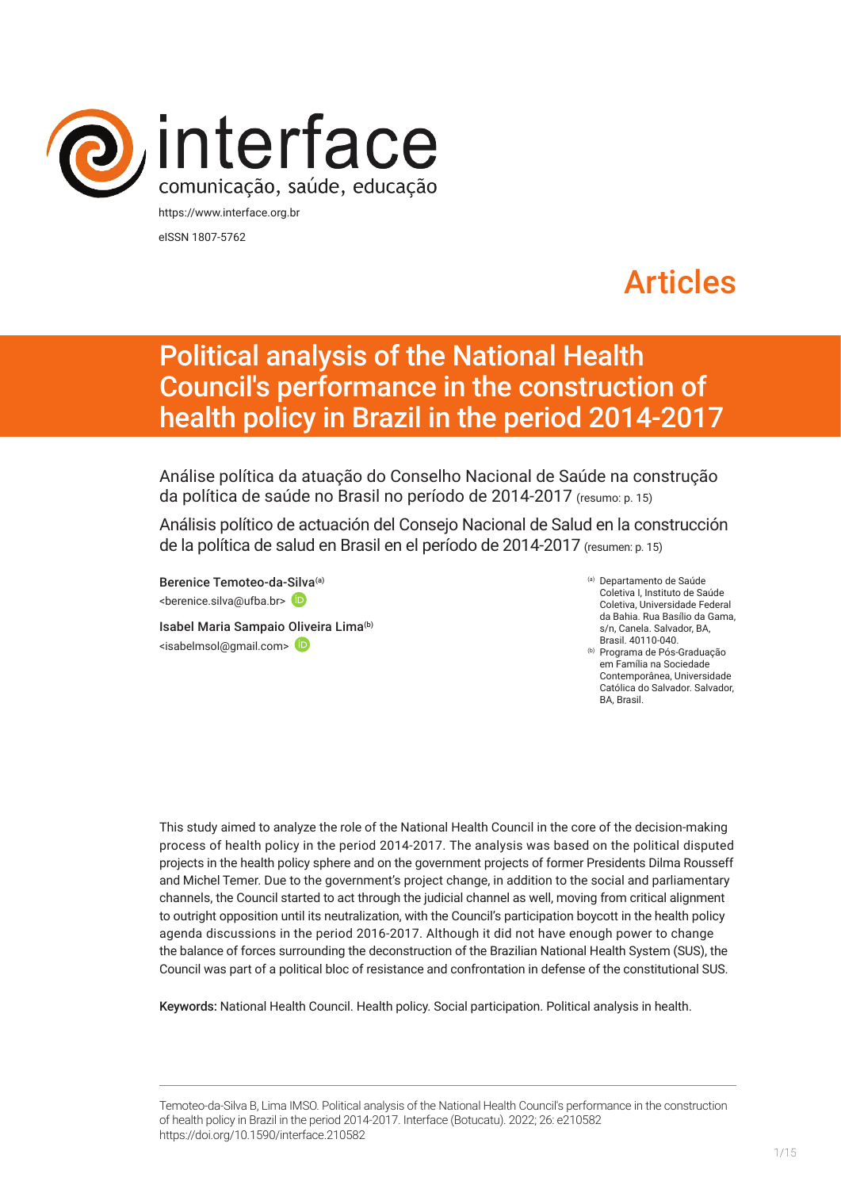interface

comunicação, saúde, educação

https://www.interface.org.br

eISSN 1807-5762

Articles

# Political analysis of the National Health Council's performance in the construction of health policy in Brazil in the period 2014-2017

Análise política da atuação do Conselho Nacional de Saúde na construção da política de saúde no Brasil no período de 2014-2017 (resumo: p. 15)

Análisis político de actuación del Consejo Nacional de Salud en la construcción de la política de salud en Brasil en el período de 2014-2017 (resumen: p. 15)

Berenice Temoteo-da-Silva[a]
<berenice.silva@ufba.br>

Isabel Maria Sampaio Oliveira Lima[b]
<isabelmsol@gmail.com>

[a] Departamento de Saúde Coletiva I, Instituto de Saúde Coletiva, Universidade Federal da Bahia. Rua Basílio da Gama, s/n, Canela. Salvador, BA, Brasil. 40110-040.

[b] Programa de Pós-Graduação em Família na Sociedade Contemporânea, Universidade Católica do Salvador. Salvador, BA, Brasil.

This study aimed to analyze the role of the National Health Council in the core of the decision-making process of health policy in the period 2014-2017. The analysis was based on the political disputed projects in the health policy sphere and on the government projects of former Presidents Dilma Rousseff and Michel Temer. Due to the government's project change, in addition to the social and parliamentary channels, the Council started to act through the judicial channel as well, moving from critical alignment to outright opposition until its neutralization, with the Council's participation boycott in the health policy agenda discussions in the period 2016-2017. Although it did not have enough power to change the balance of forces surrounding the deconstruction of the Brazilian National Health System (SUS), the Council was part of a political bloc of resistance and confrontation in defense of the constitutional SUS.

**Keywords:** National Health Council. Health policy. Social participation. Political analysis in health.

Temoteo-da-Silva B, Lima IMSO. Political analysis of the National Health Council's performance in the construction of health policy in Brazil in the period 2014-2017. Interface (Botucatu). 2022; 26: e210582
https://doi.org/10.1590/interface.210582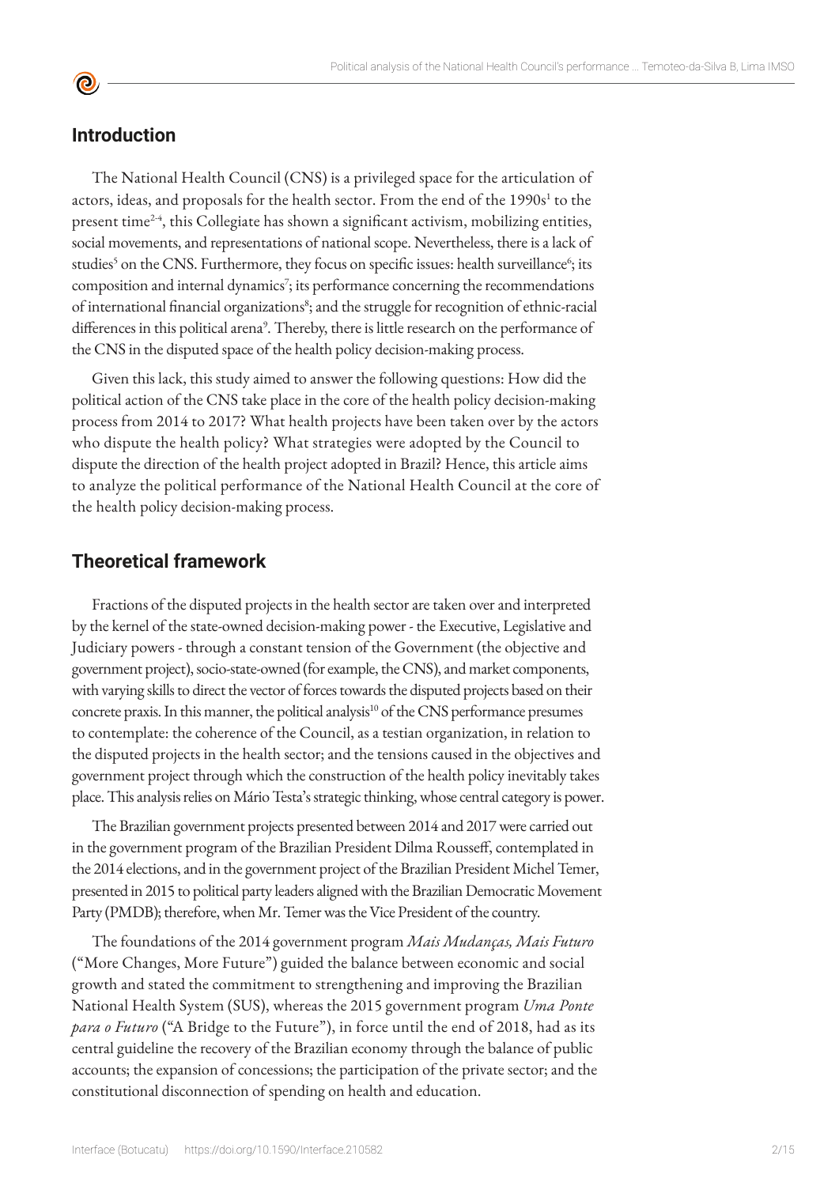## Introduction

The National Health Council (CNS) is a privileged space for the articulation of actors, ideas, and proposals for the health sector. From the end of the 1990s[1] to the present time[2-4], this Collegiate has shown a significant activism, mobilizing entities, social movements, and representations of national scope. Nevertheless, there is a lack of studies[5] on the CNS. Furthermore, they focus on specific issues: health surveillance[6]; its composition and internal dynamics[7]; its performance concerning the recommendations of international financial organizations[8]; and the struggle for recognition of ethnic-racial differences in this political arena[9]. Thereby, there is little research on the performance of the CNS in the disputed space of the health policy decision-making process.

Given this lack, this study aimed to answer the following questions: How did the political action of the CNS take place in the core of the health policy decision-making process from 2014 to 2017? What health projects have been taken over by the actors who dispute the health policy? What strategies were adopted by the Council to dispute the direction of the health project adopted in Brazil? Hence, this article aims to analyze the political performance of the National Health Council at the core of the health policy decision-making process.

## Theoretical framework

Fractions of the disputed projects in the health sector are taken over and interpreted by the kernel of the state-owned decision-making power - the Executive, Legislative and Judiciary powers - through a constant tension of the Government (the objective and government project), socio-state-owned (for example, the CNS), and market components, with varying skills to direct the vector of forces towards the disputed projects based on their concrete praxis. In this manner, the political analysis[10] of the CNS performance presumes to contemplate: the coherence of the Council, as a testian organization, in relation to the disputed projects in the health sector; and the tensions caused in the objectives and government project through which the construction of the health policy inevitably takes place. This analysis relies on Mário Testa's strategic thinking, whose central category is power.

The Brazilian government projects presented between 2014 and 2017 were carried out in the government program of the Brazilian President Dilma Rousseff, contemplated in the 2014 elections, and in the government project of the Brazilian President Michel Temer, presented in 2015 to political party leaders aligned with the Brazilian Democratic Movement Party (PMDB); therefore, when Mr. Temer was the Vice President of the country.

The foundations of the 2014 government program *Mais Mudanças, Mais Futuro* ("More Changes, More Future") guided the balance between economic and social growth and stated the commitment to strengthening and improving the Brazilian National Health System (SUS), whereas the 2015 government program *Uma Ponte para o Futuro* ("A Bridge to the Future"), in force until the end of 2018, had as its central guideline the recovery of the Brazilian economy through the balance of public accounts; the expansion of concessions; the participation of the private sector; and the constitutional disconnection of spending on health and education.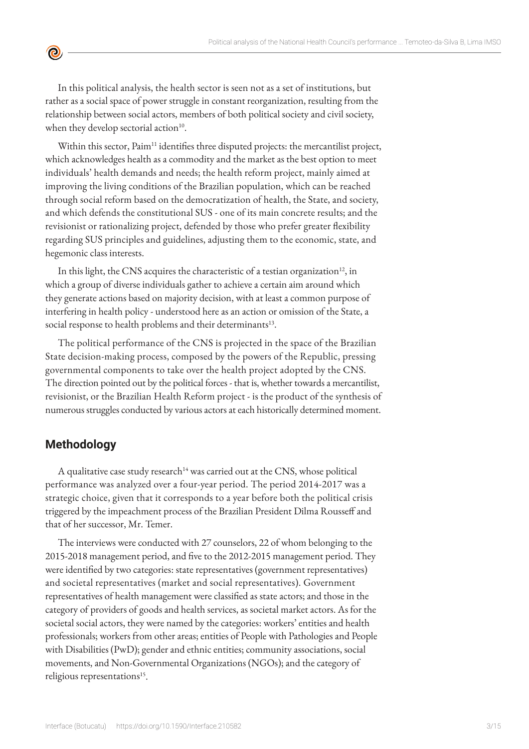In this political analysis, the health sector is seen not as a set of institutions, but rather as a social space of power struggle in constant reorganization, resulting from the relationship between social actors, members of both political society and civil society, when they develop sectorial action[10].

Within this sector, Paim[11] identifies three disputed projects: the mercantilist project, which acknowledges health as a commodity and the market as the best option to meet individuals' health demands and needs; the health reform project, mainly aimed at improving the living conditions of the Brazilian population, which can be reached through social reform based on the democratization of health, the State, and society, and which defends the constitutional SUS - one of its main concrete results; and the revisionist or rationalizing project, defended by those who prefer greater flexibility regarding SUS principles and guidelines, adjusting them to the economic, state, and hegemonic class interests.

In this light, the CNS acquires the characteristic of a testian organization[12], in which a group of diverse individuals gather to achieve a certain aim around which they generate actions based on majority decision, with at least a common purpose of interfering in health policy - understood here as an action or omission of the State, a social response to health problems and their determinants[13].

The political performance of the CNS is projected in the space of the Brazilian State decision-making process, composed by the powers of the Republic, pressing governmental components to take over the health project adopted by the CNS. The direction pointed out by the political forces - that is, whether towards a mercantilist, revisionist, or the Brazilian Health Reform project - is the product of the synthesis of numerous struggles conducted by various actors at each historically determined moment.

## Methodology

A qualitative case study research[14] was carried out at the CNS, whose political performance was analyzed over a four-year period. The period 2014-2017 was a strategic choice, given that it corresponds to a year before both the political crisis triggered by the impeachment process of the Brazilian President Dilma Rousseff and that of her successor, Mr. Temer.

The interviews were conducted with 27 counselors, 22 of whom belonging to the 2015-2018 management period, and five to the 2012-2015 management period. They were identified by two categories: state representatives (government representatives) and societal representatives (market and social representatives). Government representatives of health management were classified as state actors; and those in the category of providers of goods and health services, as societal market actors. As for the societal social actors, they were named by the categories: workers' entities and health professionals; workers from other areas; entities of People with Pathologies and People with Disabilities (PwD); gender and ethnic entities; community associations, social movements, and Non-Governmental Organizations (NGOs); and the category of religious representations[15].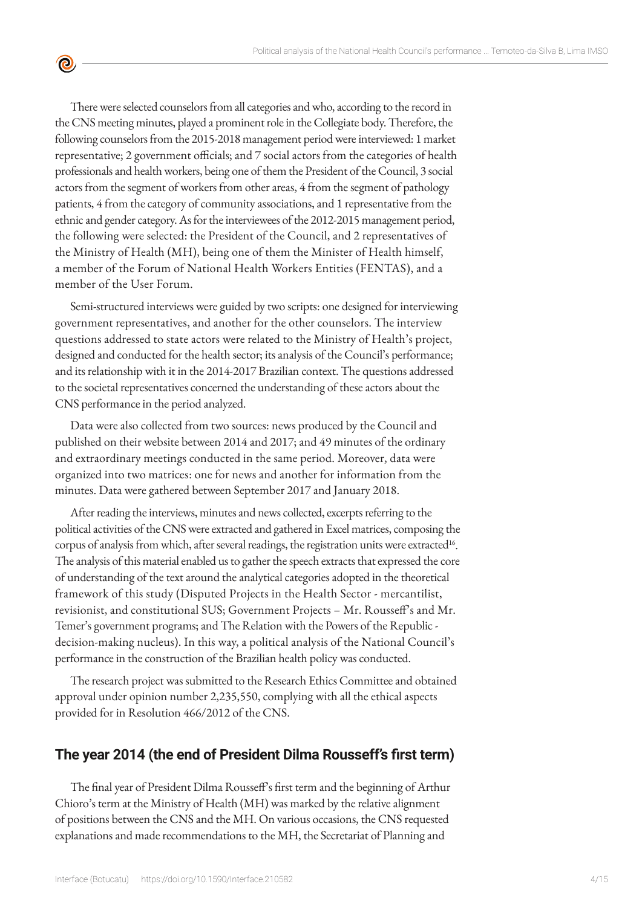There were selected counselors from all categories and who, according to the record in the CNS meeting minutes, played a prominent role in the Collegiate body. Therefore, the following counselors from the 2015-2018 management period were interviewed: 1 market representative; 2 government officials; and 7 social actors from the categories of health professionals and health workers, being one of them the President of the Council, 3 social actors from the segment of workers from other areas, 4 from the segment of pathology patients, 4 from the category of community associations, and 1 representative from the ethnic and gender category. As for the interviewees of the 2012-2015 management period, the following were selected: the President of the Council, and 2 representatives of the Ministry of Health (MH), being one of them the Minister of Health himself, a member of the Forum of National Health Workers Entities (FENTAS), and a member of the User Forum.

Semi-structured interviews were guided by two scripts: one designed for interviewing government representatives, and another for the other counselors. The interview questions addressed to state actors were related to the Ministry of Health's project, designed and conducted for the health sector; its analysis of the Council's performance; and its relationship with it in the 2014-2017 Brazilian context. The questions addressed to the societal representatives concerned the understanding of these actors about the CNS performance in the period analyzed.

Data were also collected from two sources: news produced by the Council and published on their website between 2014 and 2017; and 49 minutes of the ordinary and extraordinary meetings conducted in the same period. Moreover, data were organized into two matrices: one for news and another for information from the minutes. Data were gathered between September 2017 and January 2018.

After reading the interviews, minutes and news collected, excerpts referring to the political activities of the CNS were extracted and gathered in Excel matrices, composing the corpus of analysis from which, after several readings, the registration units were extracted[16]. The analysis of this material enabled us to gather the speech extracts that expressed the core of understanding of the text around the analytical categories adopted in the theoretical framework of this study (Disputed Projects in the Health Sector - mercantilist, revisionist, and constitutional SUS; Government Projects – Mr. Rousseff's and Mr. Temer's government programs; and The Relation with the Powers of the Republic - decision-making nucleus). In this way, a political analysis of the National Council's performance in the construction of the Brazilian health policy was conducted.

The research project was submitted to the Research Ethics Committee and obtained approval under opinion number 2,235,550, complying with all the ethical aspects provided for in Resolution 466/2012 of the CNS.

## The year 2014 (the end of President Dilma Rousseff's first term)

The final year of President Dilma Rousseff's first term and the beginning of Arthur Chioro's term at the Ministry of Health (MH) was marked by the relative alignment of positions between the CNS and the MH. On various occasions, the CNS requested explanations and made recommendations to the MH, the Secretariat of Planning and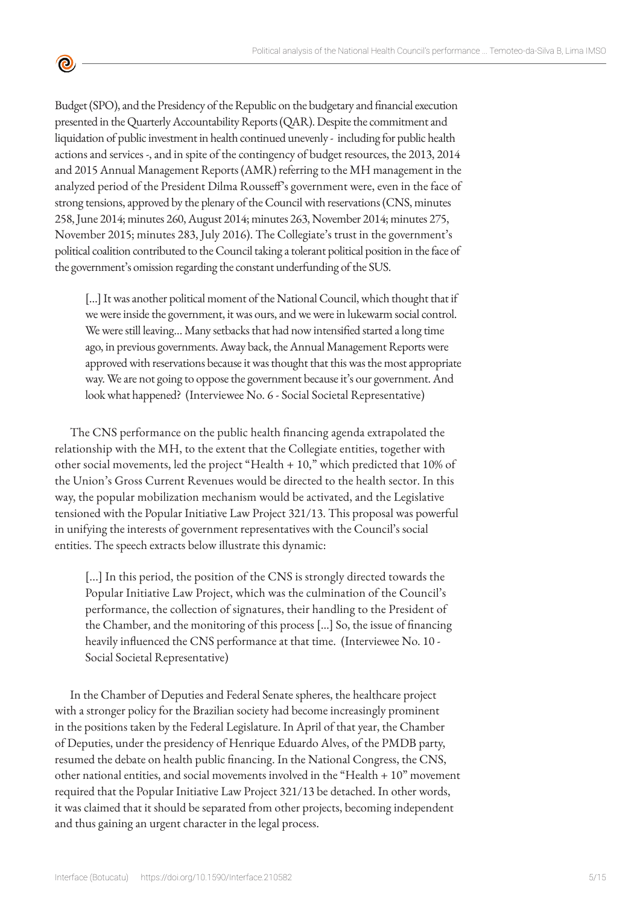Budget (SPO), and the Presidency of the Republic on the budgetary and financial execution presented in the Quarterly Accountability Reports (QAR). Despite the commitment and liquidation of public investment in health continued unevenly - including for public health actions and services -, and in spite of the contingency of budget resources, the 2013, 2014 and 2015 Annual Management Reports (AMR) referring to the MH management in the analyzed period of the President Dilma Rousseff's government were, even in the face of strong tensions, approved by the plenary of the Council with reservations (CNS, minutes 258, June 2014; minutes 260, August 2014; minutes 263, November 2014; minutes 275, November 2015; minutes 283, July 2016). The Collegiate's trust in the government's political coalition contributed to the Council taking a tolerant political position in the face of the government's omission regarding the constant underfunding of the SUS.

> [...] It was another political moment of the National Council, which thought that if we were inside the government, it was ours, and we were in lukewarm social control. We were still leaving... Many setbacks that had now intensified started a long time ago, in previous governments. Away back, the Annual Management Reports were approved with reservations because it was thought that this was the most appropriate way. We are not going to oppose the government because it's our government. And look what happened? (Interviewee No. 6 - Social Societal Representative)

The CNS performance on the public health financing agenda extrapolated the relationship with the MH, to the extent that the Collegiate entities, together with other social movements, led the project "Health + 10," which predicted that 10% of the Union's Gross Current Revenues would be directed to the health sector. In this way, the popular mobilization mechanism would be activated, and the Legislative tensioned with the Popular Initiative Law Project 321/13. This proposal was powerful in unifying the interests of government representatives with the Council's social entities. The speech extracts below illustrate this dynamic:

> [...] In this period, the position of the CNS is strongly directed towards the Popular Initiative Law Project, which was the culmination of the Council's performance, the collection of signatures, their handling to the President of the Chamber, and the monitoring of this process [...] So, the issue of financing heavily influenced the CNS performance at that time. (Interviewee No. 10 - Social Societal Representative)

In the Chamber of Deputies and Federal Senate spheres, the healthcare project with a stronger policy for the Brazilian society had become increasingly prominent in the positions taken by the Federal Legislature. In April of that year, the Chamber of Deputies, under the presidency of Henrique Eduardo Alves, of the PMDB party, resumed the debate on health public financing. In the National Congress, the CNS, other national entities, and social movements involved in the "Health + 10" movement required that the Popular Initiative Law Project 321/13 be detached. In other words, it was claimed that it should be separated from other projects, becoming independent and thus gaining an urgent character in the legal process.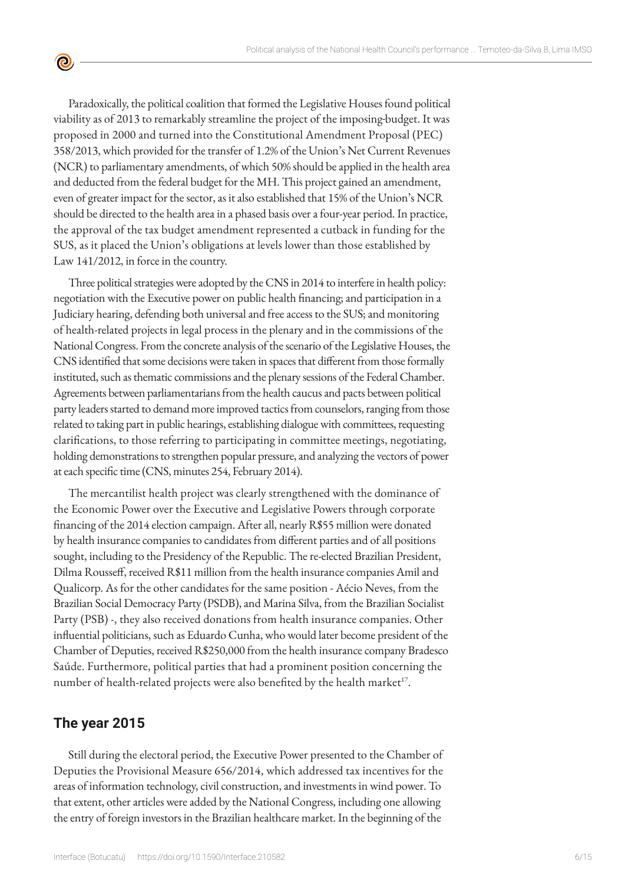Paradoxically, the political coalition that formed the Legislative Houses found political viability as of 2013 to remarkably streamline the project of the imposing-budget. It was proposed in 2000 and turned into the Constitutional Amendment Proposal (PEC) 358/2013, which provided for the transfer of 1.2% of the Union's Net Current Revenues (NCR) to parliamentary amendments, of which 50% should be applied in the health area and deducted from the federal budget for the MH. This project gained an amendment, even of greater impact for the sector, as it also established that 15% of the Union's NCR should be directed to the health area in a phased basis over a four-year period. In practice, the approval of the tax budget amendment represented a cutback in funding for the SUS, as it placed the Union's obligations at levels lower than those established by Law 141/2012, in force in the country.

Three political strategies were adopted by the CNS in 2014 to interfere in health policy: negotiation with the Executive power on public health financing; and participation in a Judiciary hearing, defending both universal and free access to the SUS; and monitoring of health-related projects in legal process in the plenary and in the commissions of the National Congress. From the concrete analysis of the scenario of the Legislative Houses, the CNS identified that some decisions were taken in spaces that different from those formally instituted, such as thematic commissions and the plenary sessions of the Federal Chamber. Agreements between parliamentarians from the health caucus and pacts between political party leaders started to demand more improved tactics from counselors, ranging from those related to taking part in public hearings, establishing dialogue with committees, requesting clarifications, to those referring to participating in committee meetings, negotiating, holding demonstrations to strengthen popular pressure, and analyzing the vectors of power at each specific time (CNS, minutes 254, February 2014).

The mercantilist health project was clearly strengthened with the dominance of the Economic Power over the Executive and Legislative Powers through corporate financing of the 2014 election campaign. After all, nearly R$55 million were donated by health insurance companies to candidates from different parties and of all positions sought, including to the Presidency of the Republic. The re-elected Brazilian President, Dilma Rousseff, received R$11 million from the health insurance companies Amil and Qualicorp. As for the other candidates for the same position - Aécio Neves, from the Brazilian Social Democracy Party (PSDB), and Marina Silva, from the Brazilian Socialist Party (PSB) -, they also received donations from health insurance companies. Other influential politicians, such as Eduardo Cunha, who would later become president of the Chamber of Deputies, received R$250,000 from the health insurance company Bradesco Saúde. Furthermore, political parties that had a prominent position concerning the number of health-related projects were also benefited by the health market[17].

## The year 2015

Still during the electoral period, the Executive Power presented to the Chamber of Deputies the Provisional Measure 656/2014, which addressed tax incentives for the areas of information technology, civil construction, and investments in wind power. To that extent, other articles were added by the National Congress, including one allowing the entry of foreign investors in the Brazilian healthcare market. In the beginning of the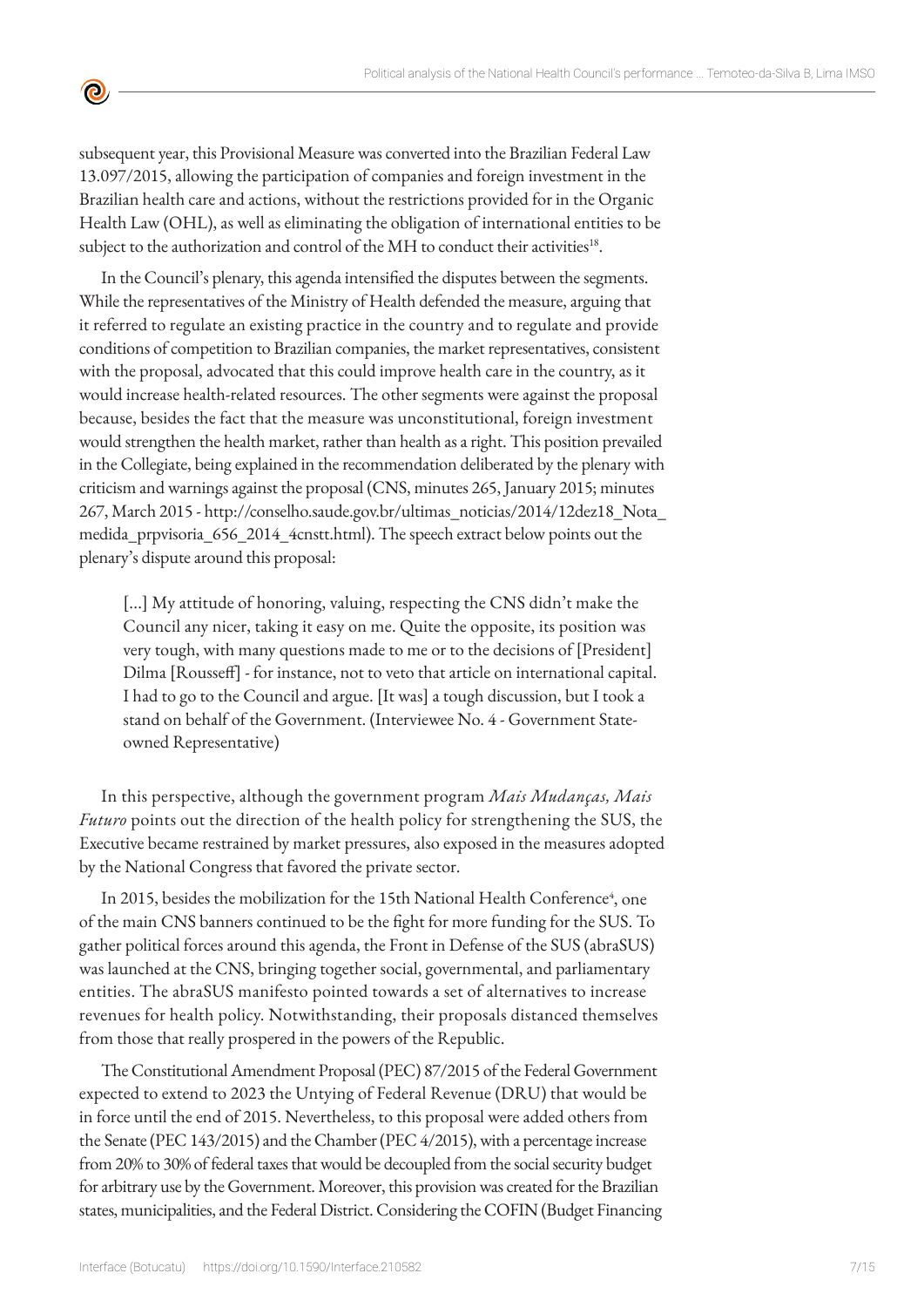subsequent year, this Provisional Measure was converted into the Brazilian Federal Law 13.097/2015, allowing the participation of companies and foreign investment in the Brazilian health care and actions, without the restrictions provided for in the Organic Health Law (OHL), as well as eliminating the obligation of international entities to be subject to the authorization and control of the MH to conduct their activities[18].

In the Council's plenary, this agenda intensified the disputes between the segments. While the representatives of the Ministry of Health defended the measure, arguing that it referred to regulate an existing practice in the country and to regulate and provide conditions of competition to Brazilian companies, the market representatives, consistent with the proposal, advocated that this could improve health care in the country, as it would increase health-related resources. The other segments were against the proposal because, besides the fact that the measure was unconstitutional, foreign investment would strengthen the health market, rather than health as a right. This position prevailed in the Collegiate, being explained in the recommendation deliberated by the plenary with criticism and warnings against the proposal (CNS, minutes 265, January 2015; minutes 267, March 2015 - http://conselho.saude.gov.br/ultimas_noticias/2014/12dez18_Nota_medida_prpvisoria_656_2014_4cnstt.html). The speech extract below points out the plenary's dispute around this proposal:

> [...] My attitude of honoring, valuing, respecting the CNS didn't make the Council any nicer, taking it easy on me. Quite the opposite, its position was very tough, with many questions made to me or to the decisions of [President] Dilma [Rousseff] - for instance, not to veto that article on international capital. I had to go to the Council and argue. [It was] a tough discussion, but I took a stand on behalf of the Government. (Interviewee No. 4 - Government State-owned Representative)

In this perspective, although the government program *Mais Mudanças, Mais Futuro* points out the direction of the health policy for strengthening the SUS, the Executive became restrained by market pressures, also exposed in the measures adopted by the National Congress that favored the private sector.

In 2015, besides the mobilization for the 15th National Health Conference[4], one of the main CNS banners continued to be the fight for more funding for the SUS. To gather political forces around this agenda, the Front in Defense of the SUS (abraSUS) was launched at the CNS, bringing together social, governmental, and parliamentary entities. The abraSUS manifesto pointed towards a set of alternatives to increase revenues for health policy. Notwithstanding, their proposals distanced themselves from those that really prospered in the powers of the Republic.

The Constitutional Amendment Proposal (PEC) 87/2015 of the Federal Government expected to extend to 2023 the Untying of Federal Revenue (DRU) that would be in force until the end of 2015. Nevertheless, to this proposal were added others from the Senate (PEC 143/2015) and the Chamber (PEC 4/2015), with a percentage increase from 20% to 30% of federal taxes that would be decoupled from the social security budget for arbitrary use by the Government. Moreover, this provision was created for the Brazilian states, municipalities, and the Federal District. Considering the COFIN (Budget Financing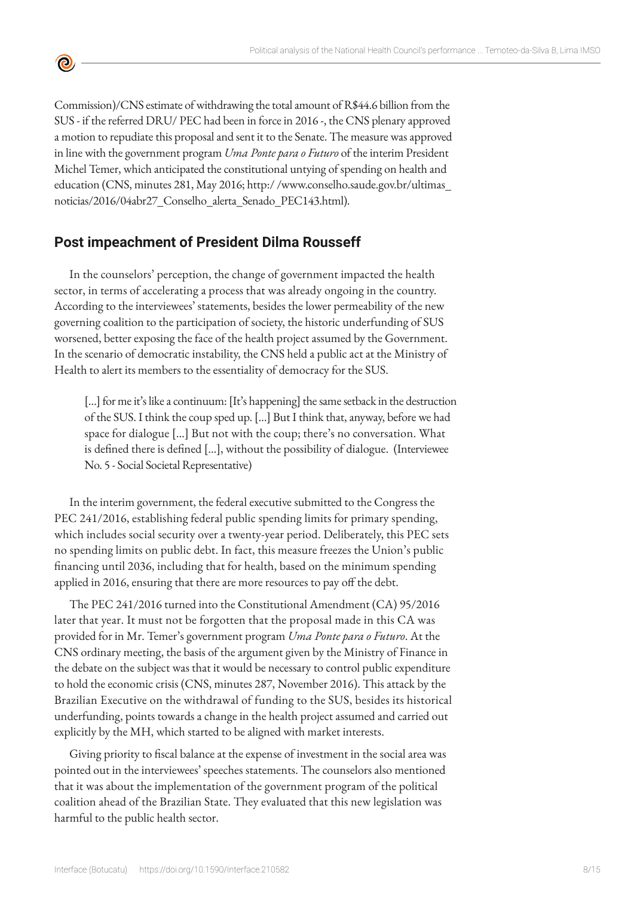Commission)/CNS estimate of withdrawing the total amount of R$44.6 billion from the SUS - if the referred DRU/ PEC had been in force in 2016 -, the CNS plenary approved a motion to repudiate this proposal and sent it to the Senate. The measure was approved in line with the government program *Uma Ponte para o Futuro* of the interim President Michel Temer, which anticipated the constitutional untying of spending on health and education (CNS, minutes 281, May 2016; http://www.conselho.saude.gov.br/ultimas_noticias/2016/04abr27_Conselho_alerta_Senado_PEC143.html).

## Post impeachment of President Dilma Rousseff

In the counselors' perception, the change of government impacted the health sector, in terms of accelerating a process that was already ongoing in the country. According to the interviewees' statements, besides the lower permeability of the new governing coalition to the participation of society, the historic underfunding of SUS worsened, better exposing the face of the health project assumed by the Government. In the scenario of democratic instability, the CNS held a public act at the Ministry of Health to alert its members to the essentiality of democracy for the SUS.

> [...] for me it's like a continuum: [It's happening] the same setback in the destruction of the SUS. I think the coup sped up. [...] But I think that, anyway, before we had space for dialogue [...] But not with the coup; there's no conversation. What is defined there is defined [...], without the possibility of dialogue. (Interviewee No. 5 - Social Societal Representative)

In the interim government, the federal executive submitted to the Congress the PEC 241/2016, establishing federal public spending limits for primary spending, which includes social security over a twenty-year period. Deliberately, this PEC sets no spending limits on public debt. In fact, this measure freezes the Union's public financing until 2036, including that for health, based on the minimum spending applied in 2016, ensuring that there are more resources to pay off the debt.

The PEC 241/2016 turned into the Constitutional Amendment (CA) 95/2016 later that year. It must not be forgotten that the proposal made in this CA was provided for in Mr. Temer's government program *Uma Ponte para o Futuro*. At the CNS ordinary meeting, the basis of the argument given by the Ministry of Finance in the debate on the subject was that it would be necessary to control public expenditure to hold the economic crisis (CNS, minutes 287, November 2016). This attack by the Brazilian Executive on the withdrawal of funding to the SUS, besides its historical underfunding, points towards a change in the health project assumed and carried out explicitly by the MH, which started to be aligned with market interests.

Giving priority to fiscal balance at the expense of investment in the social area was pointed out in the interviewees' speeches statements. The counselors also mentioned that it was about the implementation of the government program of the political coalition ahead of the Brazilian State. They evaluated that this new legislation was harmful to the public health sector.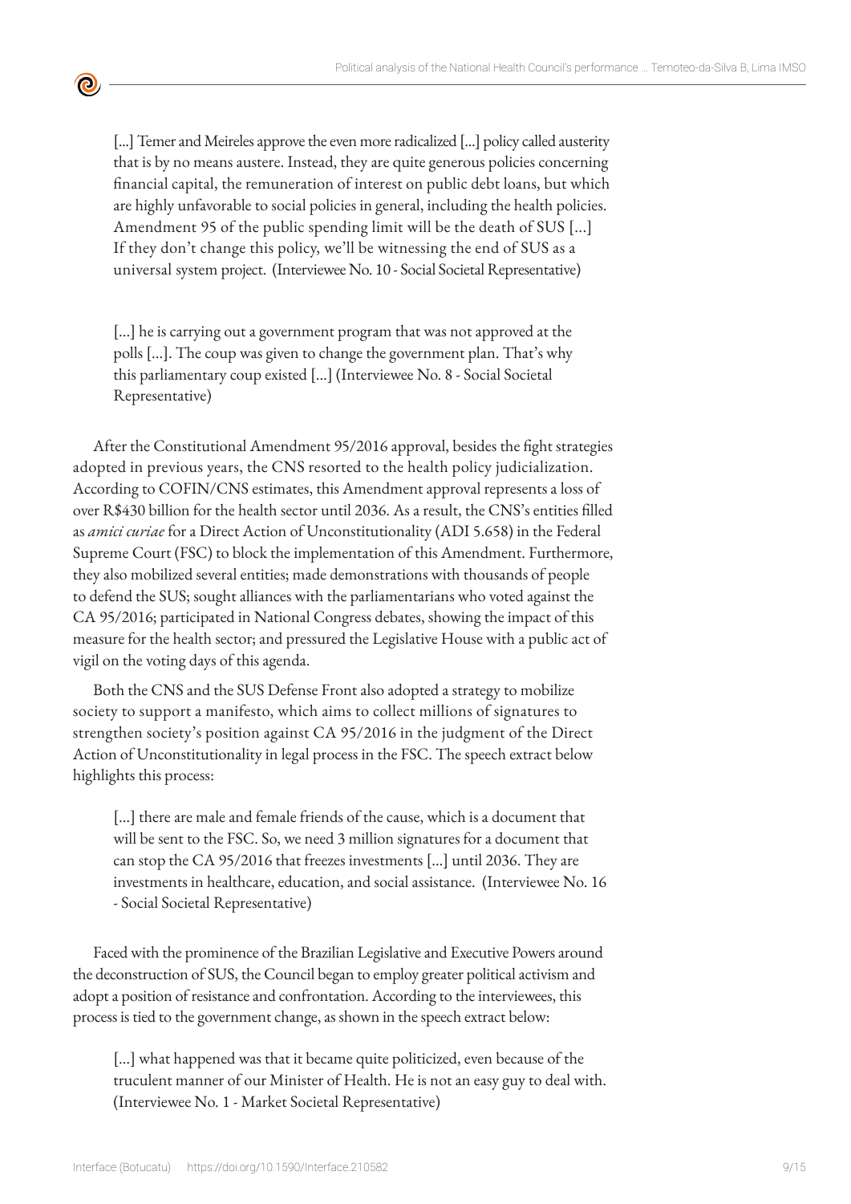> [...] Temer and Meireles approve the even more radicalized [...] policy called austerity that is by no means austere. Instead, they are quite generous policies concerning financial capital, the remuneration of interest on public debt loans, but which are highly unfavorable to social policies in general, including the health policies. Amendment 95 of the public spending limit will be the death of SUS [...] If they don't change this policy, we'll be witnessing the end of SUS as a universal system project. (Interviewee No. 10 - Social Societal Representative)

> [...] he is carrying out a government program that was not approved at the polls [...]. The coup was given to change the government plan. That's why this parliamentary coup existed [...] (Interviewee No. 8 - Social Societal Representative)

After the Constitutional Amendment 95/2016 approval, besides the fight strategies adopted in previous years, the CNS resorted to the health policy judicialization. According to COFIN/CNS estimates, this Amendment approval represents a loss of over R$430 billion for the health sector until 2036. As a result, the CNS's entities filled as *amici curiae* for a Direct Action of Unconstitutionality (ADI 5.658) in the Federal Supreme Court (FSC) to block the implementation of this Amendment. Furthermore, they also mobilized several entities; made demonstrations with thousands of people to defend the SUS; sought alliances with the parliamentarians who voted against the CA 95/2016; participated in National Congress debates, showing the impact of this measure for the health sector; and pressured the Legislative House with a public act of vigil on the voting days of this agenda.

Both the CNS and the SUS Defense Front also adopted a strategy to mobilize society to support a manifesto, which aims to collect millions of signatures to strengthen society's position against CA 95/2016 in the judgment of the Direct Action of Unconstitutionality in legal process in the FSC. The speech extract below highlights this process:

> [...] there are male and female friends of the cause, which is a document that will be sent to the FSC. So, we need 3 million signatures for a document that can stop the CA 95/2016 that freezes investments [...] until 2036. They are investments in healthcare, education, and social assistance. (Interviewee No. 16 - Social Societal Representative)

Faced with the prominence of the Brazilian Legislative and Executive Powers around the deconstruction of SUS, the Council began to employ greater political activism and adopt a position of resistance and confrontation. According to the interviewees, this process is tied to the government change, as shown in the speech extract below:

> [...] what happened was that it became quite politicized, even because of the truculent manner of our Minister of Health. He is not an easy guy to deal with. (Interviewee No. 1 - Market Societal Representative)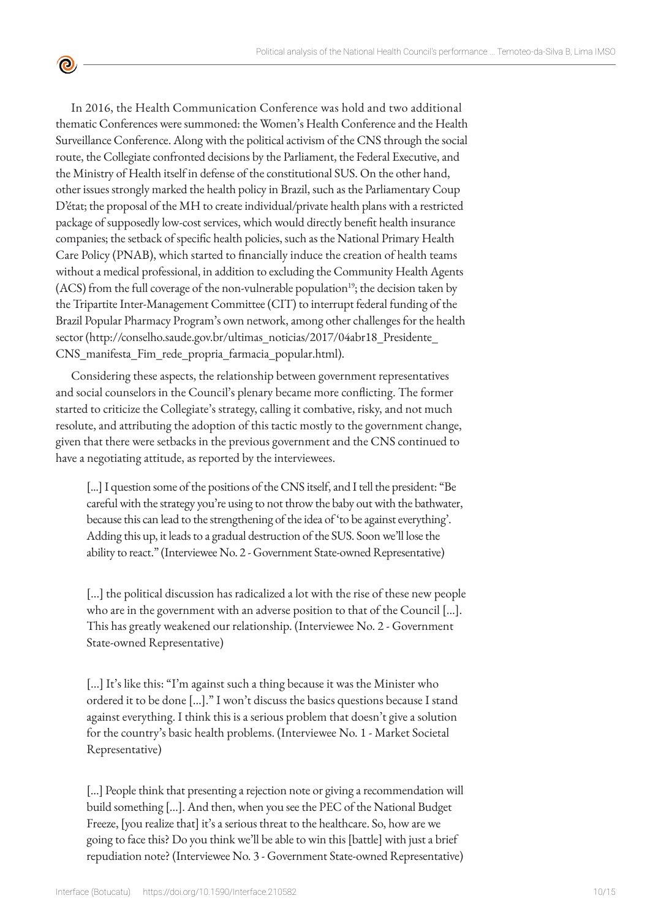In 2016, the Health Communication Conference was hold and two additional thematic Conferences were summoned: the Women's Health Conference and the Health Surveillance Conference. Along with the political activism of the CNS through the social route, the Collegiate confronted decisions by the Parliament, the Federal Executive, and the Ministry of Health itself in defense of the constitutional SUS. On the other hand, other issues strongly marked the health policy in Brazil, such as the Parliamentary Coup D'état; the proposal of the MH to create individual/private health plans with a restricted package of supposedly low-cost services, which would directly benefit health insurance companies; the setback of specific health policies, such as the National Primary Health Care Policy (PNAB), which started to financially induce the creation of health teams without a medical professional, in addition to excluding the Community Health Agents (ACS) from the full coverage of the non-vulnerable population[19]; the decision taken by the Tripartite Inter-Management Committee (CIT) to interrupt federal funding of the Brazil Popular Pharmacy Program's own network, among other challenges for the health sector (http://conselho.saude.gov.br/ultimas_noticias/2017/04abr18_Presidente_CNS_manifesta_Fim_rede_propria_farmacia_popular.html).

Considering these aspects, the relationship between government representatives and social counselors in the Council's plenary became more conflicting. The former started to criticize the Collegiate's strategy, calling it combative, risky, and not much resolute, and attributing the adoption of this tactic mostly to the government change, given that there were setbacks in the previous government and the CNS continued to have a negotiating attitude, as reported by the interviewees.

> [...] I question some of the positions of the CNS itself, and I tell the president: "Be careful with the strategy you're using to not throw the baby out with the bathwater, because this can lead to the strengthening of the idea of 'to be against everything'. Adding this up, it leads to a gradual destruction of the SUS. Soon we'll lose the ability to react." (Interviewee No. 2 - Government State-owned Representative)

> [...] the political discussion has radicalized a lot with the rise of these new people who are in the government with an adverse position to that of the Council [...]. This has greatly weakened our relationship. (Interviewee No. 2 - Government State-owned Representative)

> [...] It's like this: "I'm against such a thing because it was the Minister who ordered it to be done [...]." I won't discuss the basics questions because I stand against everything. I think this is a serious problem that doesn't give a solution for the country's basic health problems. (Interviewee No. 1 - Market Societal Representative)

> [...] People think that presenting a rejection note or giving a recommendation will build something [...]. And then, when you see the PEC of the National Budget Freeze, [you realize that] it's a serious threat to the healthcare. So, how are we going to face this? Do you think we'll be able to win this [battle] with just a brief repudiation note? (Interviewee No. 3 - Government State-owned Representative)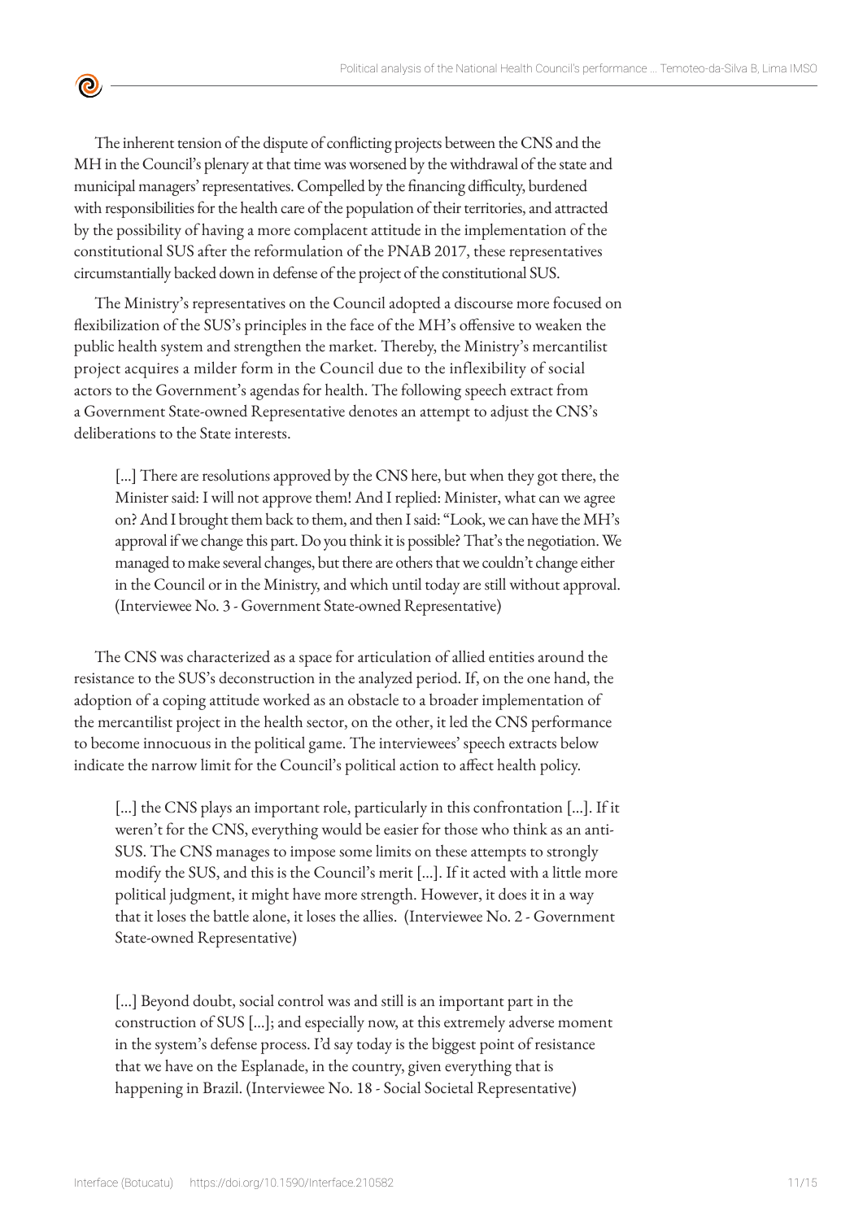The inherent tension of the dispute of conflicting projects between the CNS and the MH in the Council's plenary at that time was worsened by the withdrawal of the state and municipal managers' representatives. Compelled by the financing difficulty, burdened with responsibilities for the health care of the population of their territories, and attracted by the possibility of having a more complacent attitude in the implementation of the constitutional SUS after the reformulation of the PNAB 2017, these representatives circumstantially backed down in defense of the project of the constitutional SUS.

The Ministry's representatives on the Council adopted a discourse more focused on flexibilization of the SUS's principles in the face of the MH's offensive to weaken the public health system and strengthen the market. Thereby, the Ministry's mercantilist project acquires a milder form in the Council due to the inflexibility of social actors to the Government's agendas for health. The following speech extract from a Government State-owned Representative denotes an attempt to adjust the CNS's deliberations to the State interests.

> [...] There are resolutions approved by the CNS here, but when they got there, the Minister said: I will not approve them! And I replied: Minister, what can we agree on? And I brought them back to them, and then I said: "Look, we can have the MH's approval if we change this part. Do you think it is possible? That's the negotiation. We managed to make several changes, but there are others that we couldn't change either in the Council or in the Ministry, and which until today are still without approval. (Interviewee No. 3 - Government State-owned Representative)

The CNS was characterized as a space for articulation of allied entities around the resistance to the SUS's deconstruction in the analyzed period. If, on the one hand, the adoption of a coping attitude worked as an obstacle to a broader implementation of the mercantilist project in the health sector, on the other, it led the CNS performance to become innocuous in the political game. The interviewees' speech extracts below indicate the narrow limit for the Council's political action to affect health policy.

> [...] the CNS plays an important role, particularly in this confrontation [...]. If it weren't for the CNS, everything would be easier for those who think as an anti-SUS. The CNS manages to impose some limits on these attempts to strongly modify the SUS, and this is the Council's merit [...]. If it acted with a little more political judgment, it might have more strength. However, it does it in a way that it loses the battle alone, it loses the allies. (Interviewee No. 2 - Government State-owned Representative)

> [...] Beyond doubt, social control was and still is an important part in the construction of SUS [...]; and especially now, at this extremely adverse moment in the system's defense process. I'd say today is the biggest point of resistance that we have on the Esplanade, in the country, given everything that is happening in Brazil. (Interviewee No. 18 - Social Societal Representative)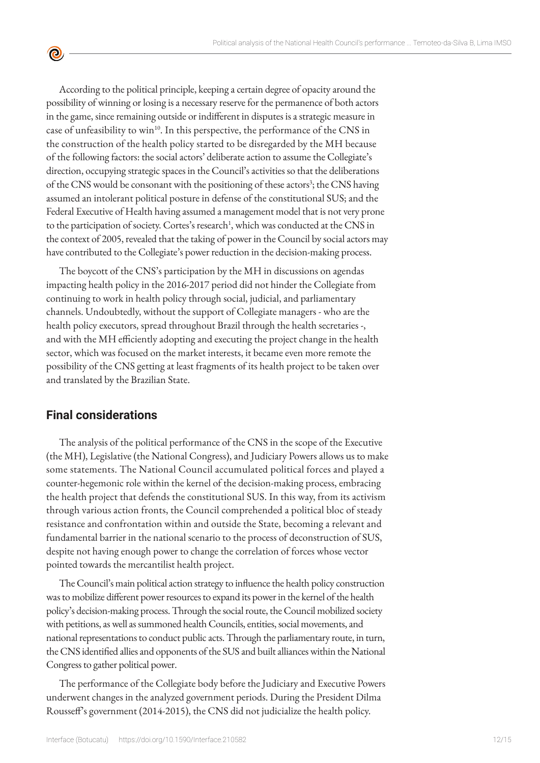According to the political principle, keeping a certain degree of opacity around the possibility of winning or losing is a necessary reserve for the permanence of both actors in the game, since remaining outside or indifferent in disputes is a strategic measure in case of unfeasibility to win[10]. In this perspective, the performance of the CNS in the construction of the health policy started to be disregarded by the MH because of the following factors: the social actors' deliberate action to assume the Collegiate's direction, occupying strategic spaces in the Council's activities so that the deliberations of the CNS would be consonant with the positioning of these actors[3]; the CNS having assumed an intolerant political posture in defense of the constitutional SUS; and the Federal Executive of Health having assumed a management model that is not very prone to the participation of society. Cortes's research[1], which was conducted at the CNS in the context of 2005, revealed that the taking of power in the Council by social actors may have contributed to the Collegiate's power reduction in the decision-making process.

The boycott of the CNS's participation by the MH in discussions on agendas impacting health policy in the 2016-2017 period did not hinder the Collegiate from continuing to work in health policy through social, judicial, and parliamentary channels. Undoubtedly, without the support of Collegiate managers - who are the health policy executors, spread throughout Brazil through the health secretaries -, and with the MH efficiently adopting and executing the project change in the health sector, which was focused on the market interests, it became even more remote the possibility of the CNS getting at least fragments of its health project to be taken over and translated by the Brazilian State.

## Final considerations

The analysis of the political performance of the CNS in the scope of the Executive (the MH), Legislative (the National Congress), and Judiciary Powers allows us to make some statements. The National Council accumulated political forces and played a counter-hegemonic role within the kernel of the decision-making process, embracing the health project that defends the constitutional SUS. In this way, from its activism through various action fronts, the Council comprehended a political bloc of steady resistance and confrontation within and outside the State, becoming a relevant and fundamental barrier in the national scenario to the process of deconstruction of SUS, despite not having enough power to change the correlation of forces whose vector pointed towards the mercantilist health project.

The Council's main political action strategy to influence the health policy construction was to mobilize different power resources to expand its power in the kernel of the health policy's decision-making process. Through the social route, the Council mobilized society with petitions, as well as summoned health Councils, entities, social movements, and national representations to conduct public acts. Through the parliamentary route, in turn, the CNS identified allies and opponents of the SUS and built alliances within the National Congress to gather political power.

The performance of the Collegiate body before the Judiciary and Executive Powers underwent changes in the analyzed government periods. During the President Dilma Rousseff's government (2014-2015), the CNS did not judicialize the health policy.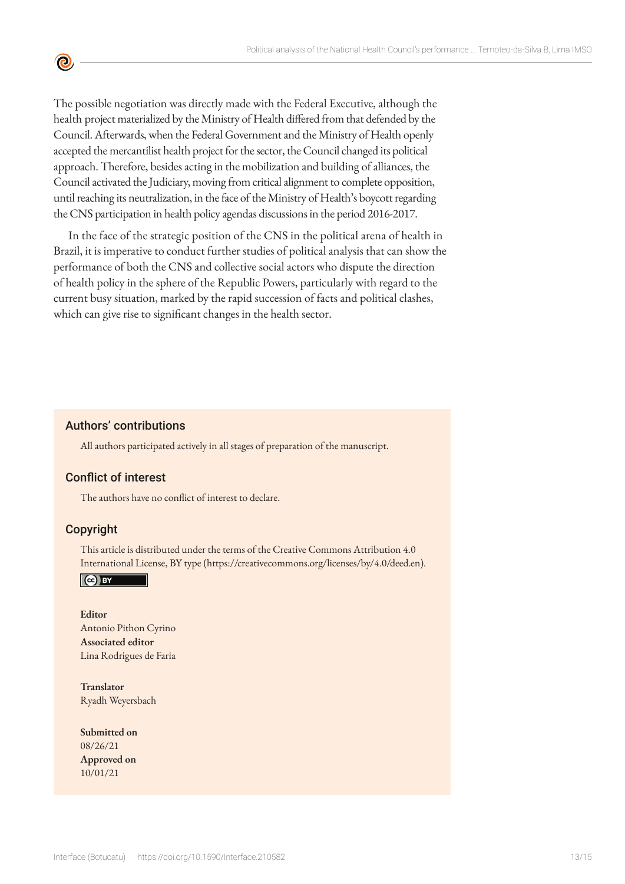The possible negotiation was directly made with the Federal Executive, although the health project materialized by the Ministry of Health differed from that defended by the Council. Afterwards, when the Federal Government and the Ministry of Health openly accepted the mercantilist health project for the sector, the Council changed its political approach. Therefore, besides acting in the mobilization and building of alliances, the Council activated the Judiciary, moving from critical alignment to complete opposition, until reaching its neutralization, in the face of the Ministry of Health's boycott regarding the CNS participation in health policy agendas discussions in the period 2016-2017.

In the face of the strategic position of the CNS in the political arena of health in Brazil, it is imperative to conduct further studies of political analysis that can show the performance of both the CNS and collective social actors who dispute the direction of health policy in the sphere of the Republic Powers, particularly with regard to the current busy situation, marked by the rapid succession of facts and political clashes, which can give rise to significant changes in the health sector.

## Authors' contributions

All authors participated actively in all stages of preparation of the manuscript.

## Conflict of interest

The authors have no conflict of interest to declare.

## Copyright

This article is distributed under the terms of the Creative Commons Attribution 4.0 International License, BY type (https://creativecommons.org/licenses/by/4.0/deed.en).

**Editor**
Antonio Pithon Cyrino
**Associated editor**
Lina Rodrigues de Faria

**Translator**
Ryadh Weyersbach

**Submitted on**
08/26/21
**Approved on**
10/01/21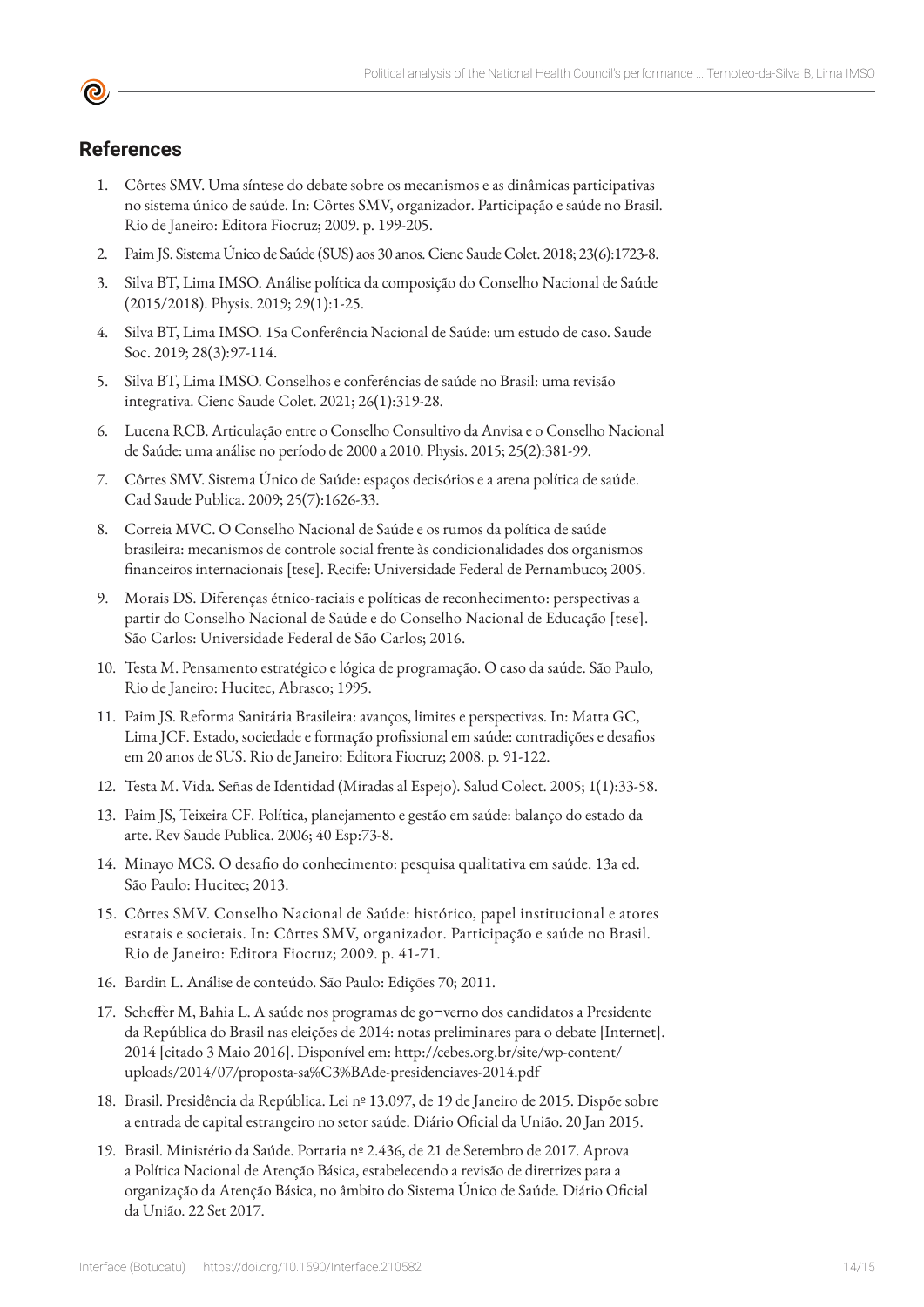## References

1. Côrtes SMV. Uma síntese do debate sobre os mecanismos e as dinâmicas participativas no sistema único de saúde. In: Côrtes SMV, organizador. Participação e saúde no Brasil. Rio de Janeiro: Editora Fiocruz; 2009. p. 199-205.
2. Paim JS. Sistema Único de Saúde (SUS) aos 30 anos. Cienc Saude Colet. 2018; 23(6):1723-8.
3. Silva BT, Lima IMSO. Análise política da composição do Conselho Nacional de Saúde (2015/2018). Physis. 2019; 29(1):1-25.
4. Silva BT, Lima IMSO. 15a Conferência Nacional de Saúde: um estudo de caso. Saude Soc. 2019; 28(3):97-114.
5. Silva BT, Lima IMSO. Conselhos e conferências de saúde no Brasil: uma revisão integrativa. Cienc Saude Colet. 2021; 26(1):319-28.
6. Lucena RCB. Articulação entre o Conselho Consultivo da Anvisa e o Conselho Nacional de Saúde: uma análise no período de 2000 a 2010. Physis. 2015; 25(2):381-99.
7. Côrtes SMV. Sistema Único de Saúde: espaços decisórios e a arena política de saúde. Cad Saude Publica. 2009; 25(7):1626-33.
8. Correia MVC. O Conselho Nacional de Saúde e os rumos da política de saúde brasileira: mecanismos de controle social frente às condicionalidades dos organismos financeiros internacionais [tese]. Recife: Universidade Federal de Pernambuco; 2005.
9. Morais DS. Diferenças étnico-raciais e políticas de reconhecimento: perspectivas a partir do Conselho Nacional de Saúde e do Conselho Nacional de Educação [tese]. São Carlos: Universidade Federal de São Carlos; 2016.
10. Testa M. Pensamento estratégico e lógica de programação. O caso da saúde. São Paulo, Rio de Janeiro: Hucitec, Abrasco; 1995.
11. Paim JS. Reforma Sanitária Brasileira: avanços, limites e perspectivas. In: Matta GC, Lima JCF. Estado, sociedade e formação profissional em saúde: contradições e desafios em 20 anos de SUS. Rio de Janeiro: Editora Fiocruz; 2008. p. 91-122.
12. Testa M. Vida. Señas de Identidad (Miradas al Espejo). Salud Colect. 2005; 1(1):33-58.
13. Paim JS, Teixeira CF. Política, planejamento e gestão em saúde: balanço do estado da arte. Rev Saude Publica. 2006; 40 Esp:73-8.
14. Minayo MCS. O desafio do conhecimento: pesquisa qualitativa em saúde. 13a ed. São Paulo: Hucitec; 2013.
15. Côrtes SMV. Conselho Nacional de Saúde: histórico, papel institucional e atores estatais e societais. In: Côrtes SMV, organizador. Participação e saúde no Brasil. Rio de Janeiro: Editora Fiocruz; 2009. p. 41-71.
16. Bardin L. Análise de conteúdo. São Paulo: Edições 70; 2011.
17. Scheffer M, Bahia L. A saúde nos programas de go¬verno dos candidatos a Presidente da República do Brasil nas eleições de 2014: notas preliminares para o debate [Internet]. 2014 [citado 3 Maio 2016]. Disponível em: http://cebes.org.br/site/wp-content/uploads/2014/07/proposta-sa%C3%BAde-presidenciaves-2014.pdf
18. Brasil. Presidência da República. Lei nº 13.097, de 19 de Janeiro de 2015. Dispõe sobre a entrada de capital estrangeiro no setor saúde. Diário Oficial da União. 20 Jan 2015.
19. Brasil. Ministério da Saúde. Portaria nº 2.436, de 21 de Setembro de 2017. Aprova a Política Nacional de Atenção Básica, estabelecendo a revisão de diretrizes para a organização da Atenção Básica, no âmbito do Sistema Único de Saúde. Diário Oficial da União. 22 Set 2017.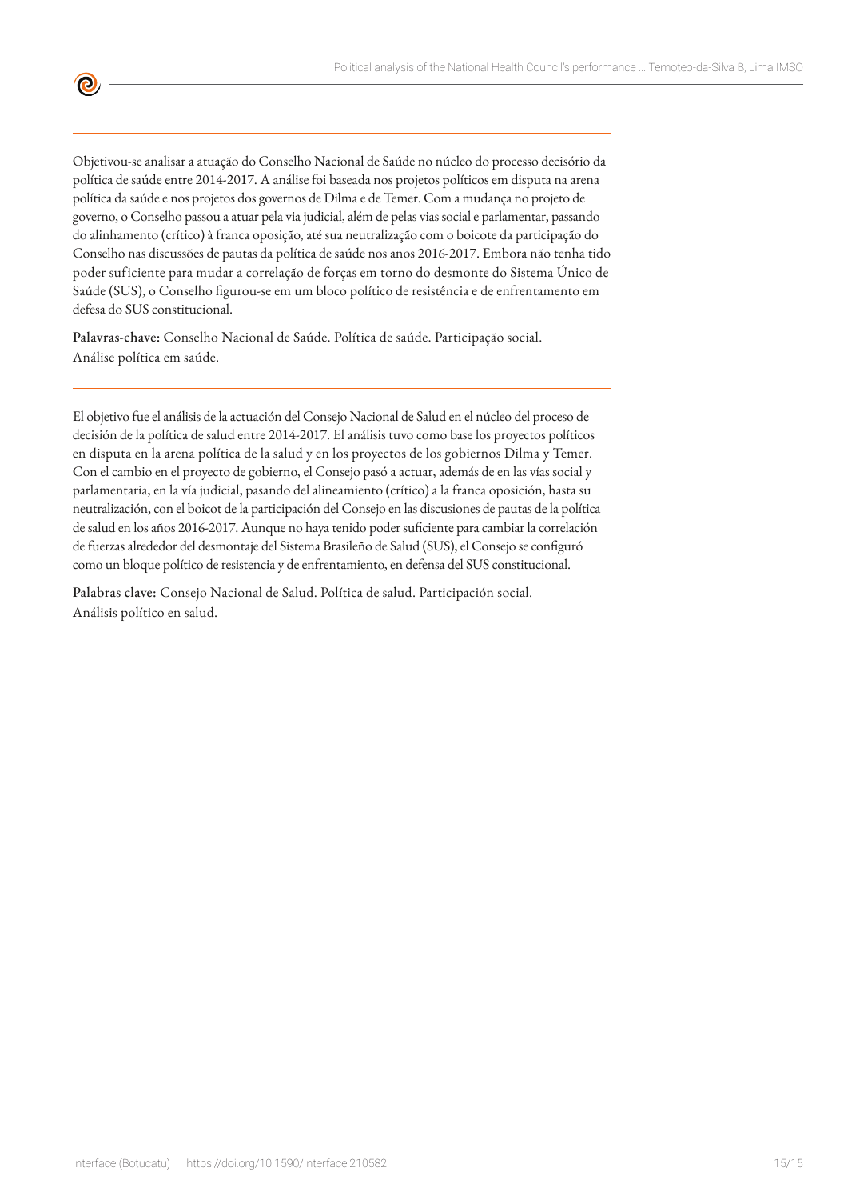Objetivou-se analisar a atuação do Conselho Nacional de Saúde no núcleo do processo decisório da política de saúde entre 2014-2017. A análise foi baseada nos projetos políticos em disputa na arena política da saúde e nos projetos dos governos de Dilma e de Temer. Com a mudança no projeto de governo, o Conselho passou a atuar pela via judicial, além de pelas vias social e parlamentar, passando do alinhamento (crítico) à franca oposição, até sua neutralização com o boicote da participação do Conselho nas discussões de pautas da política de saúde nos anos 2016-2017. Embora não tenha tido poder suficiente para mudar a correlação de forças em torno do desmonte do Sistema Único de Saúde (SUS), o Conselho figurou-se em um bloco político de resistência e de enfrentamento em defesa do SUS constitucional.

Palavras-chave: Conselho Nacional de Saúde. Política de saúde. Participação social. Análise política em saúde.

---

El objetivo fue el análisis de la actuación del Consejo Nacional de Salud en el núcleo del proceso de decisión de la política de salud entre 2014-2017. El análisis tuvo como base los proyectos políticos en disputa en la arena política de la salud y en los proyectos de los gobiernos Dilma y Temer. Con el cambio en el proyecto de gobierno, el Consejo pasó a actuar, además de en las vías social y parlamentaria, en la vía judicial, pasando del alineamiento (crítico) a la franca oposición, hasta su neutralización, con el boicot de la participación del Consejo en las discusiones de pautas de la política de salud en los años 2016-2017. Aunque no haya tenido poder suficiente para cambiar la correlación de fuerzas alrededor del desmontaje del Sistema Brasileño de Salud (SUS), el Consejo se configuró como un bloque político de resistencia y de enfrentamiento, en defensa del SUS constitucional.

Palabras clave: Consejo Nacional de Salud. Política de salud. Participación social. Análisis político en salud.